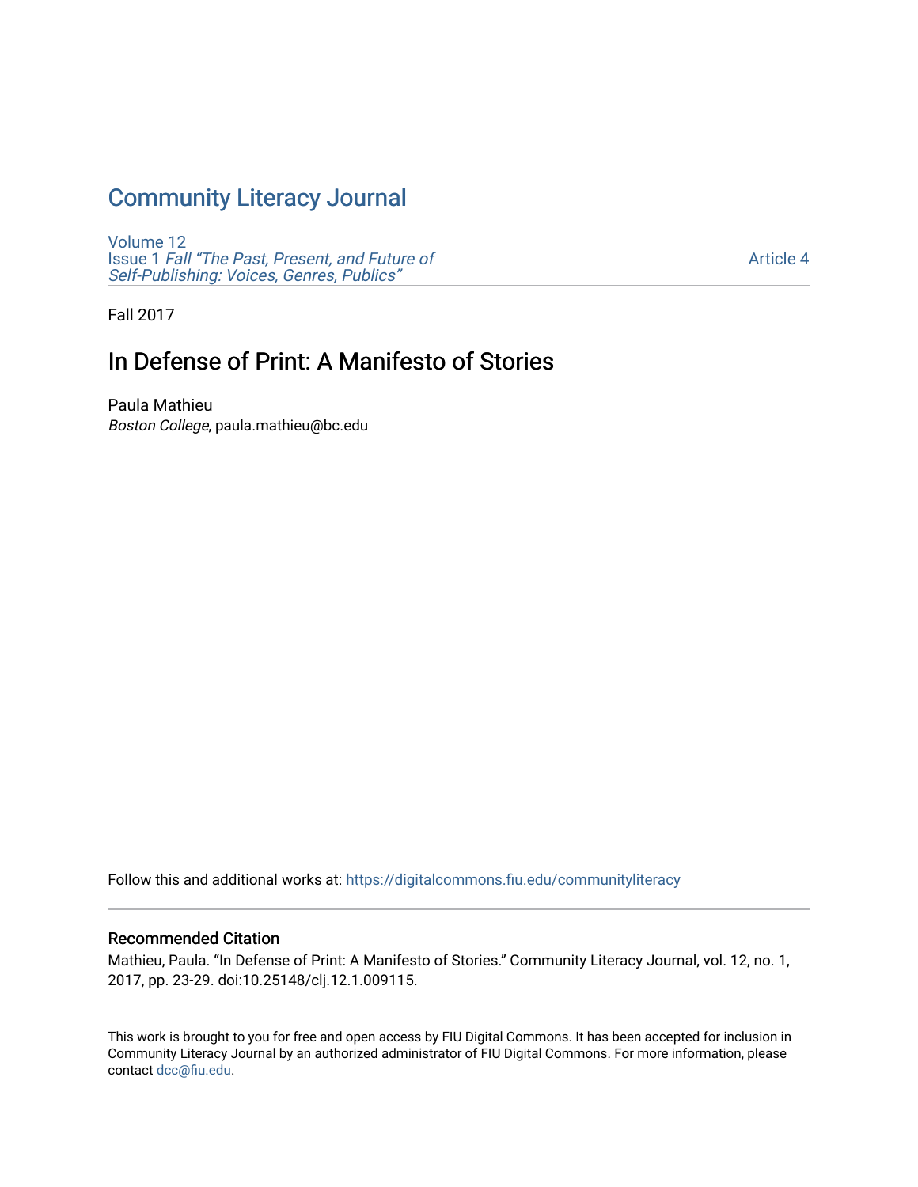# Community Literacy Journal

Volume 12
Issue 1 *Fall "The Past, Present, and Future of Self-Publishing: Voices, Genres, Publics"*

Article 4

Fall 2017

## In Defense of Print: A Manifesto of Stories

Paula Mathieu
*Boston College*, paula.mathieu@bc.edu

Follow this and additional works at: https://digitalcommons.fiu.edu/communityliteracy

### Recommended Citation

Mathieu, Paula. "In Defense of Print: A Manifesto of Stories." Community Literacy Journal, vol. 12, no. 1, 2017, pp. 23-29. doi:10.25148/clj.12.1.009115.

This work is brought to you for free and open access by FIU Digital Commons. It has been accepted for inclusion in Community Literacy Journal by an authorized administrator of FIU Digital Commons. For more information, please contact dcc@fiu.edu.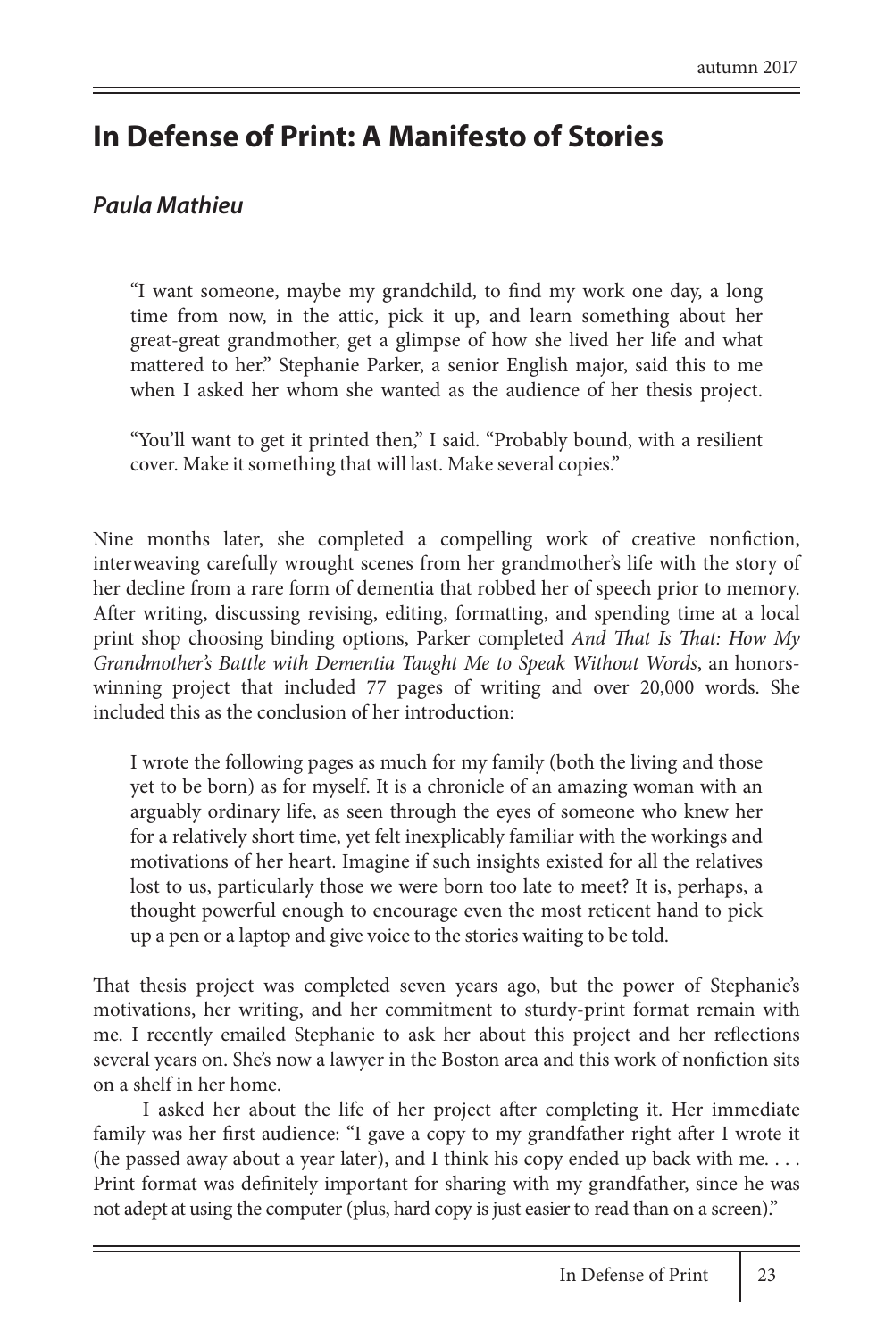# In Defense of Print: A Manifesto of Stories

## *Paula Mathieu*

> "I want someone, maybe my grandchild, to find my work one day, a long time from now, in the attic, pick it up, and learn something about her great-great grandmother, get a glimpse of how she lived her life and what mattered to her." Stephanie Parker, a senior English major, said this to me when I asked her whom she wanted as the audience of her thesis project.
>
> "You'll want to get it printed then," I said. "Probably bound, with a resilient cover. Make it something that will last. Make several copies."

Nine months later, she completed a compelling work of creative nonfiction, interweaving carefully wrought scenes from her grandmother's life with the story of her decline from a rare form of dementia that robbed her of speech prior to memory. After writing, discussing revising, editing, formatting, and spending time at a local print shop choosing binding options, Parker completed *And That Is That: How My Grandmother's Battle with Dementia Taught Me to Speak Without Words*, an honors-winning project that included 77 pages of writing and over 20,000 words. She included this as the conclusion of her introduction:

> I wrote the following pages as much for my family (both the living and those yet to be born) as for myself. It is a chronicle of an amazing woman with an arguably ordinary life, as seen through the eyes of someone who knew her for a relatively short time, yet felt inexplicably familiar with the workings and motivations of her heart. Imagine if such insights existed for all the relatives lost to us, particularly those we were born too late to meet? It is, perhaps, a thought powerful enough to encourage even the most reticent hand to pick up a pen or a laptop and give voice to the stories waiting to be told.

That thesis project was completed seven years ago, but the power of Stephanie's motivations, her writing, and her commitment to sturdy-print format remain with me. I recently emailed Stephanie to ask her about this project and her reflections several years on. She's now a lawyer in the Boston area and this work of nonfiction sits on a shelf in her home.

I asked her about the life of her project after completing it. Her immediate family was her first audience: "I gave a copy to my grandfather right after I wrote it (he passed away about a year later), and I think his copy ended up back with me. . . . Print format was definitely important for sharing with my grandfather, since he was not adept at using the computer (plus, hard copy is just easier to read than on a screen)."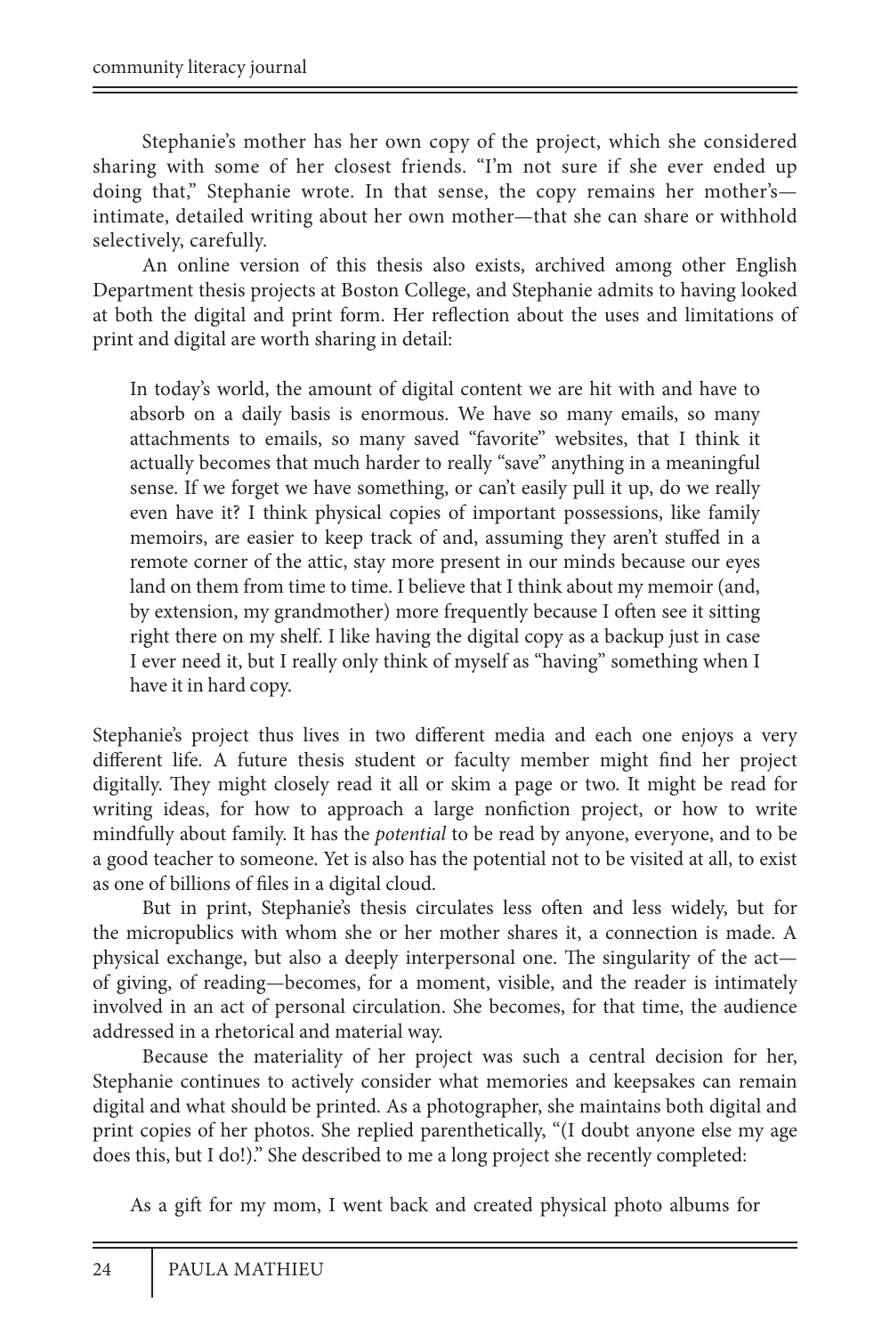Stephanie's mother has her own copy of the project, which she considered sharing with some of her closest friends. "I'm not sure if she ever ended up doing that," Stephanie wrote. In that sense, the copy remains her mother's—intimate, detailed writing about her own mother—that she can share or withhold selectively, carefully.

An online version of this thesis also exists, archived among other English Department thesis projects at Boston College, and Stephanie admits to having looked at both the digital and print form. Her reflection about the uses and limitations of print and digital are worth sharing in detail:

> In today's world, the amount of digital content we are hit with and have to absorb on a daily basis is enormous. We have so many emails, so many attachments to emails, so many saved "favorite" websites, that I think it actually becomes that much harder to really "save" anything in a meaningful sense. If we forget we have something, or can't easily pull it up, do we really even have it? I think physical copies of important possessions, like family memoirs, are easier to keep track of and, assuming they aren't stuffed in a remote corner of the attic, stay more present in our minds because our eyes land on them from time to time. I believe that I think about my memoir (and, by extension, my grandmother) more frequently because I often see it sitting right there on my shelf. I like having the digital copy as a backup just in case I ever need it, but I really only think of myself as "having" something when I have it in hard copy.

Stephanie's project thus lives in two different media and each one enjoys a very different life. A future thesis student or faculty member might find her project digitally. They might closely read it all or skim a page or two. It might be read for writing ideas, for how to approach a large nonfiction project, or how to write mindfully about family. It has the *potential* to be read by anyone, everyone, and to be a good teacher to someone. Yet is also has the potential not to be visited at all, to exist as one of billions of files in a digital cloud.

But in print, Stephanie's thesis circulates less often and less widely, but for the micropublics with whom she or her mother shares it, a connection is made. A physical exchange, but also a deeply interpersonal one. The singularity of the act—of giving, of reading—becomes, for a moment, visible, and the reader is intimately involved in an act of personal circulation. She becomes, for that time, the audience addressed in a rhetorical and material way.

Because the materiality of her project was such a central decision for her, Stephanie continues to actively consider what memories and keepsakes can remain digital and what should be printed. As a photographer, she maintains both digital and print copies of her photos. She replied parenthetically, "(I doubt anyone else my age does this, but I do!)." She described to me a long project she recently completed:

> As a gift for my mom, I went back and created physical photo albums for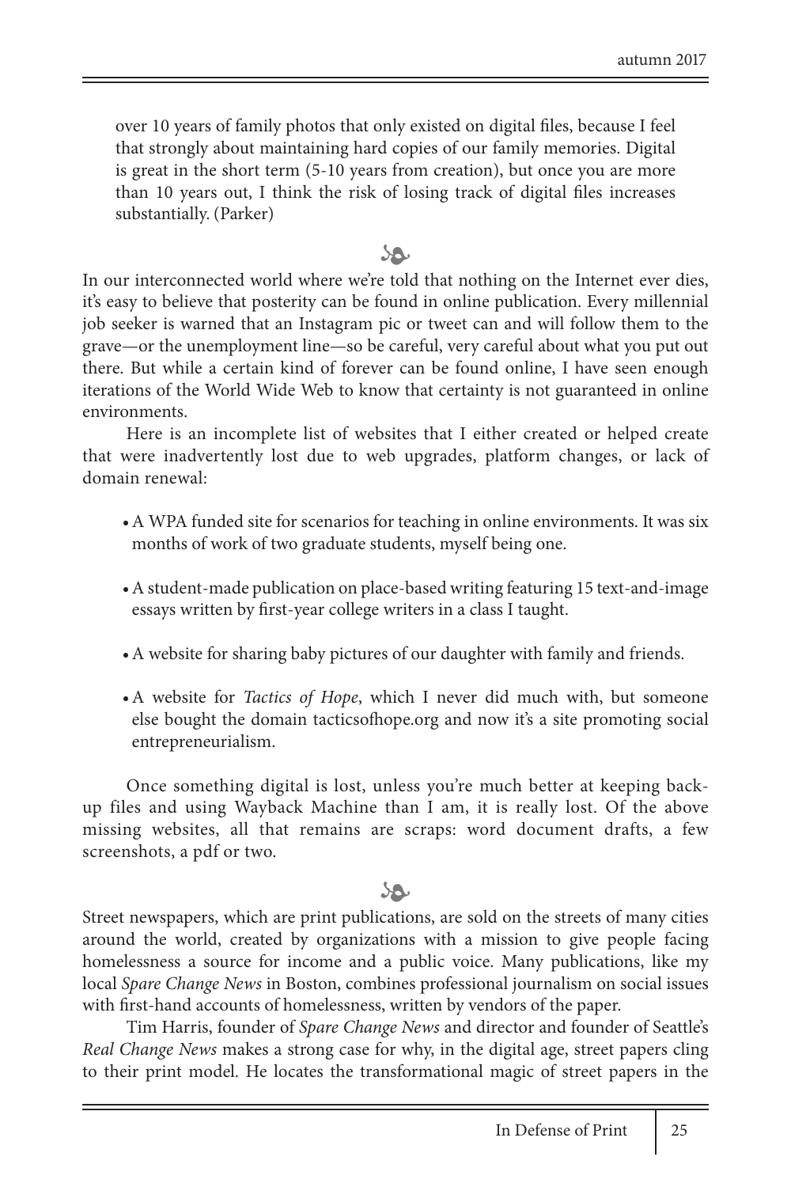over 10 years of family photos that only existed on digital files, because I feel that strongly about maintaining hard copies of our family memories. Digital is great in the short term (5-10 years from creation), but once you are more than 10 years out, I think the risk of losing track of digital files increases substantially. (Parker)

In our interconnected world where we're told that nothing on the Internet ever dies, it's easy to believe that posterity can be found in online publication. Every millennial job seeker is warned that an Instagram pic or tweet can and will follow them to the grave—or the unemployment line—so be careful, very careful about what you put out there. But while a certain kind of forever can be found online, I have seen enough iterations of the World Wide Web to know that certainty is not guaranteed in online environments.

Here is an incomplete list of websites that I either created or helped create that were inadvertently lost due to web upgrades, platform changes, or lack of domain renewal:

- A WPA funded site for scenarios for teaching in online environments. It was six months of work of two graduate students, myself being one.
- A student-made publication on place-based writing featuring 15 text-and-image essays written by first-year college writers in a class I taught.
- A website for sharing baby pictures of our daughter with family and friends.
- A website for *Tactics of Hope*, which I never did much with, but someone else bought the domain tacticsofhope.org and now it's a site promoting social entrepreneurialism.

Once something digital is lost, unless you're much better at keeping back-up files and using Wayback Machine than I am, it is really lost. Of the above missing websites, all that remains are scraps: word document drafts, a few screenshots, a pdf or two.

Street newspapers, which are print publications, are sold on the streets of many cities around the world, created by organizations with a mission to give people facing homelessness a source for income and a public voice. Many publications, like my local *Spare Change News* in Boston, combines professional journalism on social issues with first-hand accounts of homelessness, written by vendors of the paper.

Tim Harris, founder of *Spare Change News* and director and founder of Seattle's *Real Change News* makes a strong case for why, in the digital age, street papers cling to their print model. He locates the transformational magic of street papers in the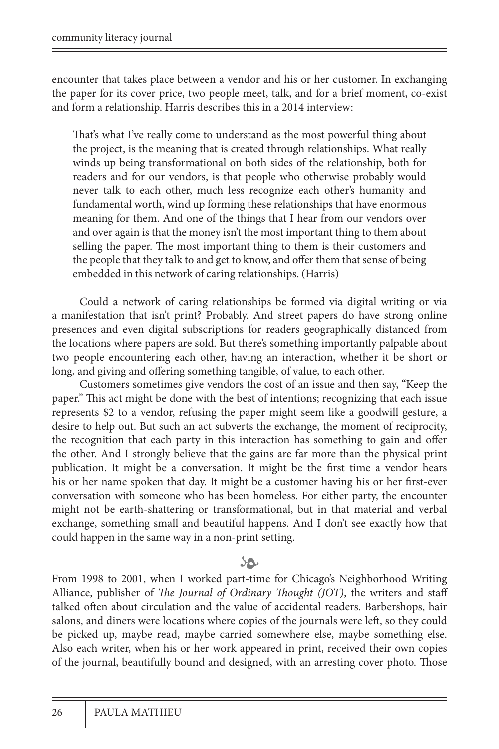encounter that takes place between a vendor and his or her customer. In exchanging the paper for its cover price, two people meet, talk, and for a brief moment, co-exist and form a relationship. Harris describes this in a 2014 interview:

> That's what I've really come to understand as the most powerful thing about the project, is the meaning that is created through relationships. What really winds up being transformational on both sides of the relationship, both for readers and for our vendors, is that people who otherwise probably would never talk to each other, much less recognize each other's humanity and fundamental worth, wind up forming these relationships that have enormous meaning for them. And one of the things that I hear from our vendors over and over again is that the money isn't the most important thing to them about selling the paper. The most important thing to them is their customers and the people that they talk to and get to know, and offer them that sense of being embedded in this network of caring relationships. (Harris)

Could a network of caring relationships be formed via digital writing or via a manifestation that isn't print? Probably. And street papers do have strong online presences and even digital subscriptions for readers geographically distanced from the locations where papers are sold. But there's something importantly palpable about two people encountering each other, having an interaction, whether it be short or long, and giving and offering something tangible, of value, to each other.

Customers sometimes give vendors the cost of an issue and then say, "Keep the paper." This act might be done with the best of intentions; recognizing that each issue represents $2 to a vendor, refusing the paper might seem like a goodwill gesture, a desire to help out. But such an act subverts the exchange, the moment of reciprocity, the recognition that each party in this interaction has something to gain and offer the other. And I strongly believe that the gains are far more than the physical print publication. It might be a conversation. It might be the first time a vendor hears his or her name spoken that day. It might be a customer having his or her first-ever conversation with someone who has been homeless. For either party, the encounter might not be earth-shattering or transformational, but in that material and verbal exchange, something small and beautiful happens. And I don't see exactly how that could happen in the same way in a non-print setting.

From 1998 to 2001, when I worked part-time for Chicago's Neighborhood Writing Alliance, publisher of *The Journal of Ordinary Thought (JOT)*, the writers and staff talked often about circulation and the value of accidental readers. Barbershops, hair salons, and diners were locations where copies of the journals were left, so they could be picked up, maybe read, maybe carried somewhere else, maybe something else. Also each writer, when his or her work appeared in print, received their own copies of the journal, beautifully bound and designed, with an arresting cover photo. Those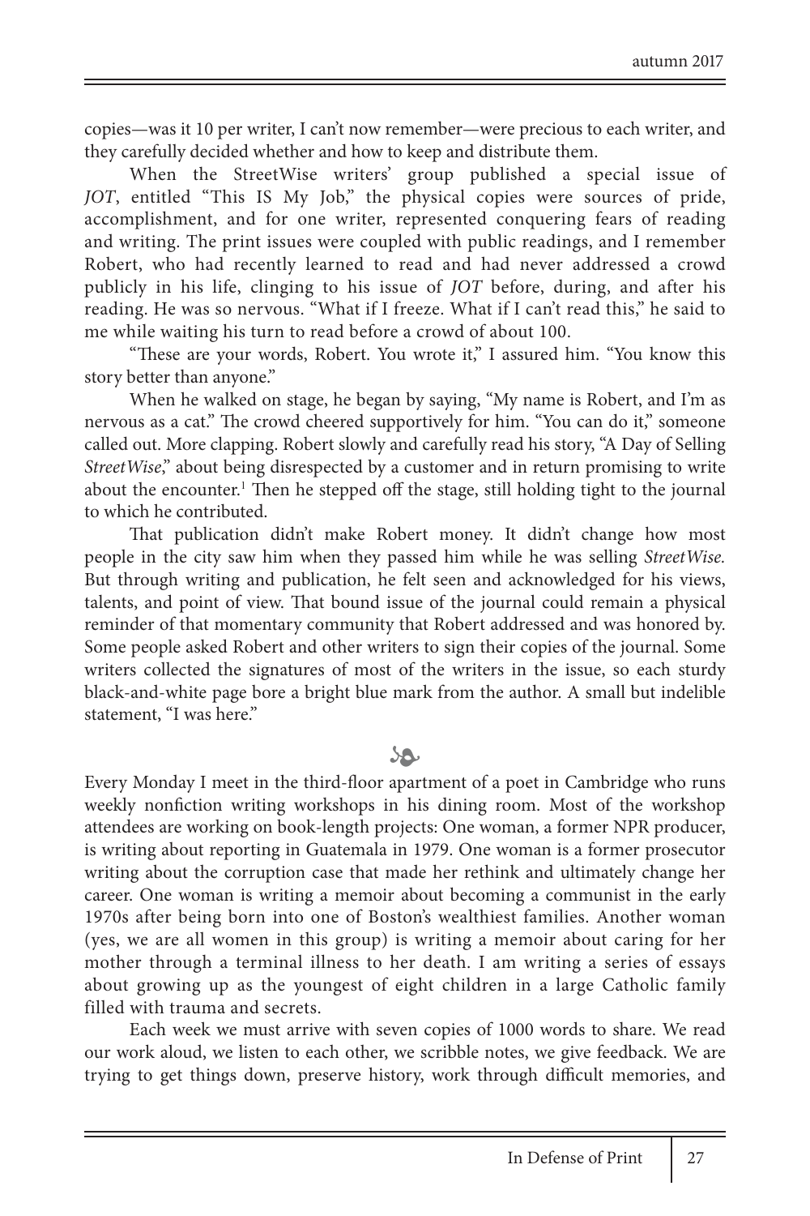copies—was it 10 per writer, I can't now remember—were precious to each writer, and they carefully decided whether and how to keep and distribute them.

When the StreetWise writers' group published a special issue of *JOT*, entitled "This IS My Job," the physical copies were sources of pride, accomplishment, and for one writer, represented conquering fears of reading and writing. The print issues were coupled with public readings, and I remember Robert, who had recently learned to read and had never addressed a crowd publicly in his life, clinging to his issue of *JOT* before, during, and after his reading. He was so nervous. "What if I freeze. What if I can't read this," he said to me while waiting his turn to read before a crowd of about 100.

"These are your words, Robert. You wrote it," I assured him. "You know this story better than anyone."

When he walked on stage, he began by saying, "My name is Robert, and I'm as nervous as a cat." The crowd cheered supportively for him. "You can do it," someone called out. More clapping. Robert slowly and carefully read his story, "A Day of Selling *StreetWise*," about being disrespected by a customer and in return promising to write about the encounter.[1] Then he stepped off the stage, still holding tight to the journal to which he contributed.

That publication didn't make Robert money. It didn't change how most people in the city saw him when they passed him while he was selling *StreetWise*. But through writing and publication, he felt seen and acknowledged for his views, talents, and point of view. That bound issue of the journal could remain a physical reminder of that momentary community that Robert addressed and was honored by. Some people asked Robert and other writers to sign their copies of the journal. Some writers collected the signatures of most of the writers in the issue, so each sturdy black-and-white page bore a bright blue mark from the author. A small but indelible statement, "I was here."

Every Monday I meet in the third-floor apartment of a poet in Cambridge who runs weekly nonfiction writing workshops in his dining room. Most of the workshop attendees are working on book-length projects: One woman, a former NPR producer, is writing about reporting in Guatemala in 1979. One woman is a former prosecutor writing about the corruption case that made her rethink and ultimately change her career. One woman is writing a memoir about becoming a communist in the early 1970s after being born into one of Boston's wealthiest families. Another woman (yes, we are all women in this group) is writing a memoir about caring for her mother through a terminal illness to her death. I am writing a series of essays about growing up as the youngest of eight children in a large Catholic family filled with trauma and secrets.

Each week we must arrive with seven copies of 1000 words to share. We read our work aloud, we listen to each other, we scribble notes, we give feedback. We are trying to get things down, preserve history, work through difficult memories, and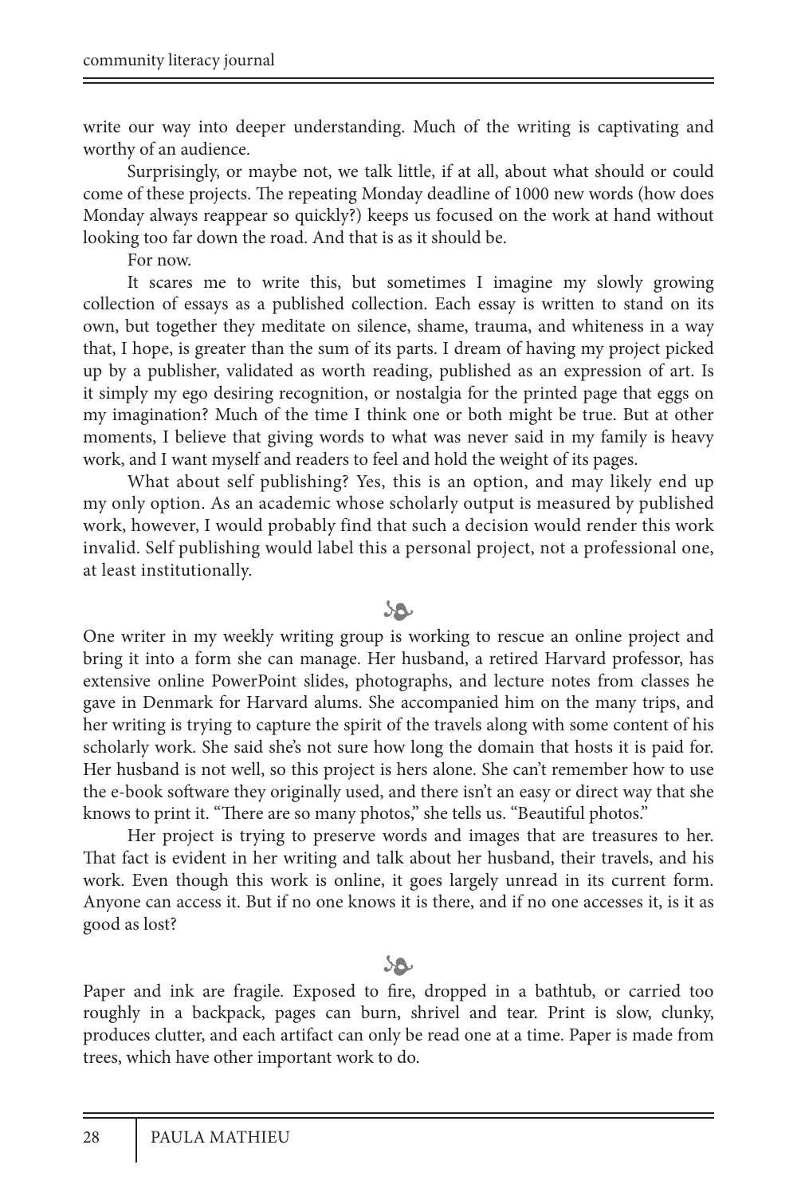write our way into deeper understanding. Much of the writing is captivating and worthy of an audience.

Surprisingly, or maybe not, we talk little, if at all, about what should or could come of these projects. The repeating Monday deadline of 1000 new words (how does Monday always reappear so quickly?) keeps us focused on the work at hand without looking too far down the road. And that is as it should be.

For now.

It scares me to write this, but sometimes I imagine my slowly growing collection of essays as a published collection. Each essay is written to stand on its own, but together they meditate on silence, shame, trauma, and whiteness in a way that, I hope, is greater than the sum of its parts. I dream of having my project picked up by a publisher, validated as worth reading, published as an expression of art. Is it simply my ego desiring recognition, or nostalgia for the printed page that eggs on my imagination? Much of the time I think one or both might be true. But at other moments, I believe that giving words to what was never said in my family is heavy work, and I want myself and readers to feel and hold the weight of its pages.

What about self publishing? Yes, this is an option, and may likely end up my only option. As an academic whose scholarly output is measured by published work, however, I would probably find that such a decision would render this work invalid. Self publishing would label this a personal project, not a professional one, at least institutionally.

One writer in my weekly writing group is working to rescue an online project and bring it into a form she can manage. Her husband, a retired Harvard professor, has extensive online PowerPoint slides, photographs, and lecture notes from classes he gave in Denmark for Harvard alums. She accompanied him on the many trips, and her writing is trying to capture the spirit of the travels along with some content of his scholarly work. She said she's not sure how long the domain that hosts it is paid for. Her husband is not well, so this project is hers alone. She can't remember how to use the e-book software they originally used, and there isn't an easy or direct way that she knows to print it. "There are so many photos," she tells us. "Beautiful photos."

Her project is trying to preserve words and images that are treasures to her. That fact is evident in her writing and talk about her husband, their travels, and his work. Even though this work is online, it goes largely unread in its current form. Anyone can access it. But if no one knows it is there, and if no one accesses it, is it as good as lost?

Paper and ink are fragile. Exposed to fire, dropped in a bathtub, or carried too roughly in a backpack, pages can burn, shrivel and tear. Print is slow, clunky, produces clutter, and each artifact can only be read one at a time. Paper is made from trees, which have other important work to do.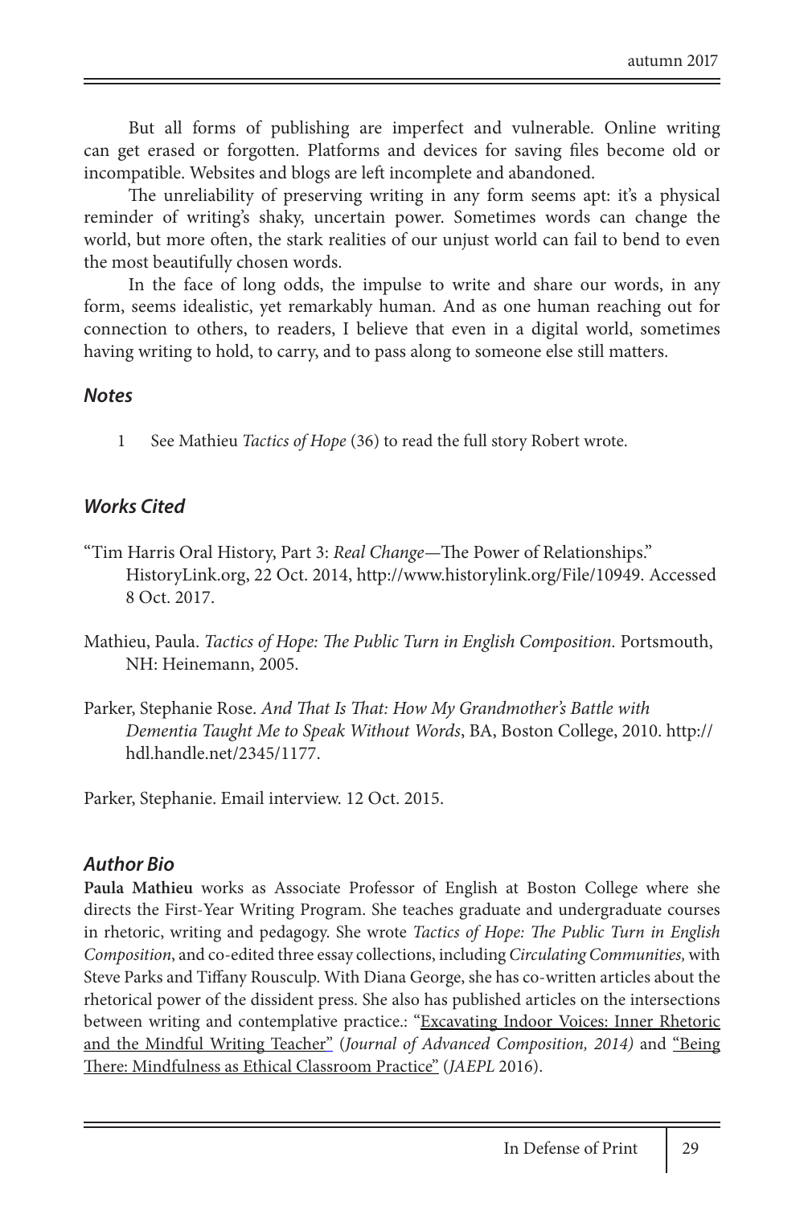But all forms of publishing are imperfect and vulnerable. Online writing can get erased or forgotten. Platforms and devices for saving files become old or incompatible. Websites and blogs are left incomplete and abandoned.

The unreliability of preserving writing in any form seems apt: it's a physical reminder of writing's shaky, uncertain power. Sometimes words can change the world, but more often, the stark realities of our unjust world can fail to bend to even the most beautifully chosen words.

In the face of long odds, the impulse to write and share our words, in any form, seems idealistic, yet remarkably human. And as one human reaching out for connection to others, to readers, I believe that even in a digital world, sometimes having writing to hold, to carry, and to pass along to someone else still matters.

### *Notes*

1 See Mathieu *Tactics of Hope* (36) to read the full story Robert wrote.

### *Works Cited*

"Tim Harris Oral History, Part 3: *Real Change*—The Power of Relationships." HistoryLink.org, 22 Oct. 2014, http://www.historylink.org/File/10949. Accessed 8 Oct. 2017.

Mathieu, Paula. *Tactics of Hope: The Public Turn in English Composition.* Portsmouth, NH: Heinemann, 2005.

Parker, Stephanie Rose. *And That Is That: How My Grandmother's Battle with Dementia Taught Me to Speak Without Words*, BA, Boston College, 2010. http://hdl.handle.net/2345/1177.

Parker, Stephanie. Email interview. 12 Oct. 2015.

### *Author Bio*

**Paula Mathieu** works as Associate Professor of English at Boston College where she directs the First-Year Writing Program. She teaches graduate and undergraduate courses in rhetoric, writing and pedagogy. She wrote *Tactics of Hope: The Public Turn in English Composition*, and co-edited three essay collections, including *Circulating Communities,* with Steve Parks and Tiffany Rousculp. With Diana George, she has co-written articles about the rhetorical power of the dissident press. She also has published articles on the intersections between writing and contemplative practice.: "Excavating Indoor Voices: Inner Rhetoric and the Mindful Writing Teacher" (*Journal of Advanced Composition, 2014)* and "Being There: Mindfulness as Ethical Classroom Practice" (*JAEPL* 2016).